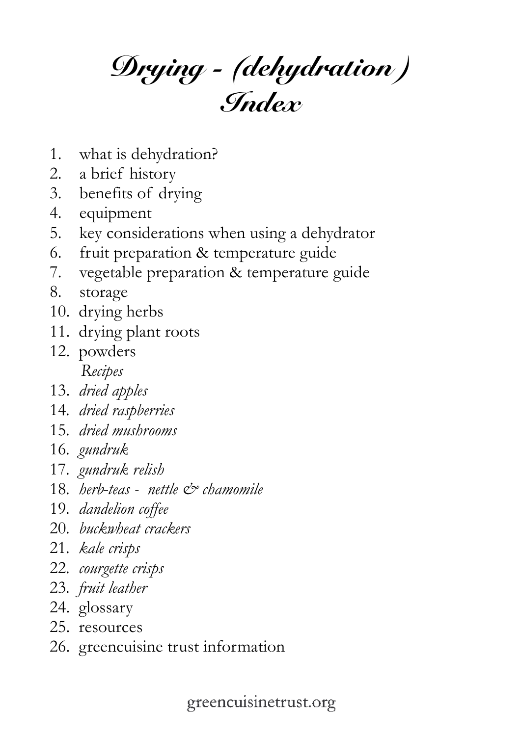# Drying - (dehydration) Index

1. what is dehydration?
2. a brief history
3. benefits of drying
4. equipment
5. key considerations when using a dehydrator
6. fruit preparation & temperature guide
7. vegetable preparation & temperature guide
8. storage
10. drying herbs
11. drying plant roots
12. powders

    *Recipes*

13. *dried apples*
14. *dried raspberries*
15. *dried mushrooms*
16. *gundruk*
17. *gundruk relish*
18. *herb-teas - nettle & chamomile*
19. *dandelion coffee*
20. *buckwheat crackers*
21. *kale crisps*
22. *courgette crisps*
23. *fruit leather*
24. glossary
25. resources
26. greencuisine trust information

greencuisinetrust.org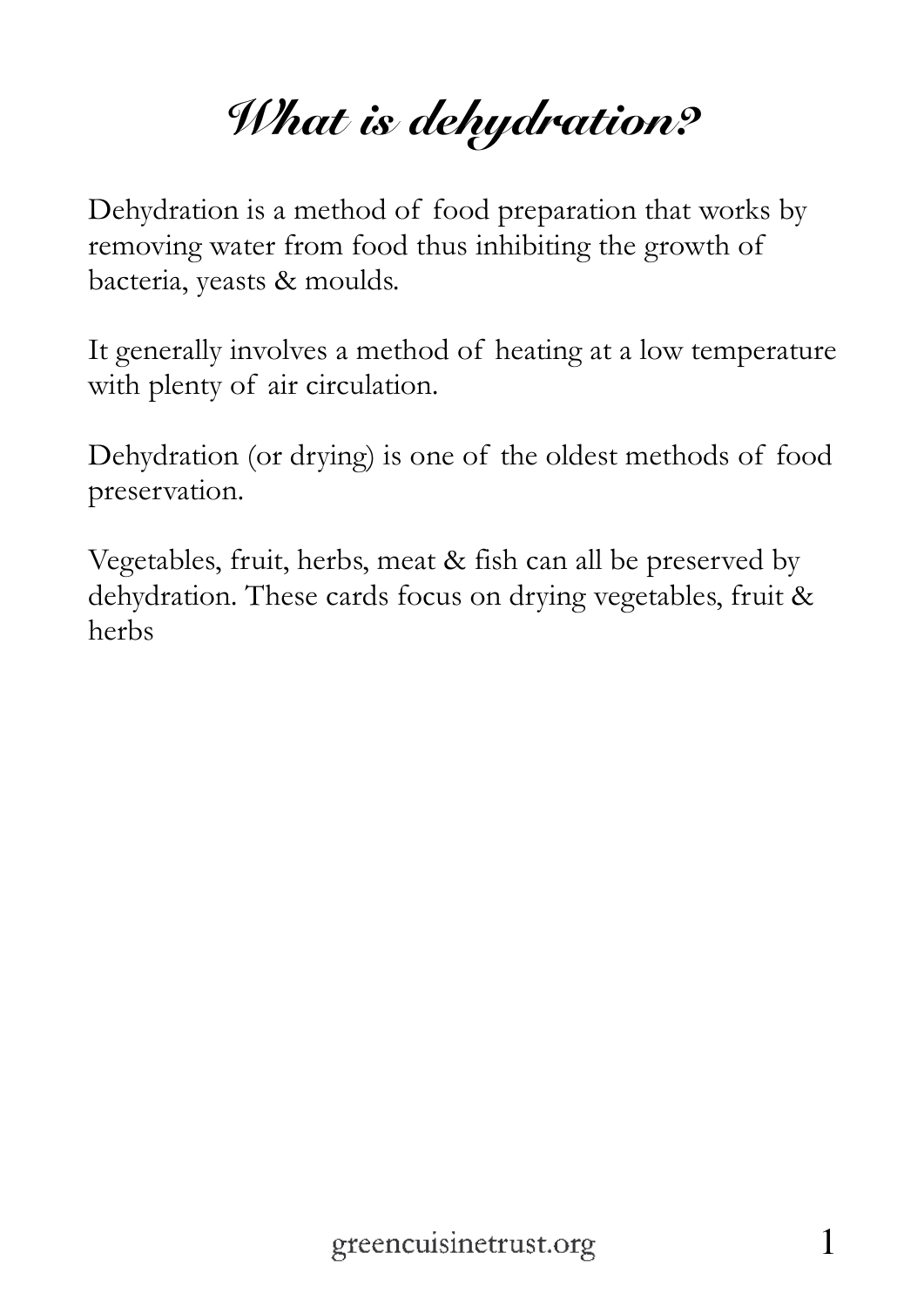# What is dehydration?

Dehydration is a method of food preparation that works by removing water from food thus inhibiting the growth of bacteria, yeasts & moulds.

It generally involves a method of heating at a low temperature with plenty of air circulation.

Dehydration (or drying) is one of the oldest methods of food preservation.

Vegetables, fruit, herbs, meat & fish can all be preserved by dehydration. These cards focus on drying vegetables, fruit & herbs

greencuisinetrust.org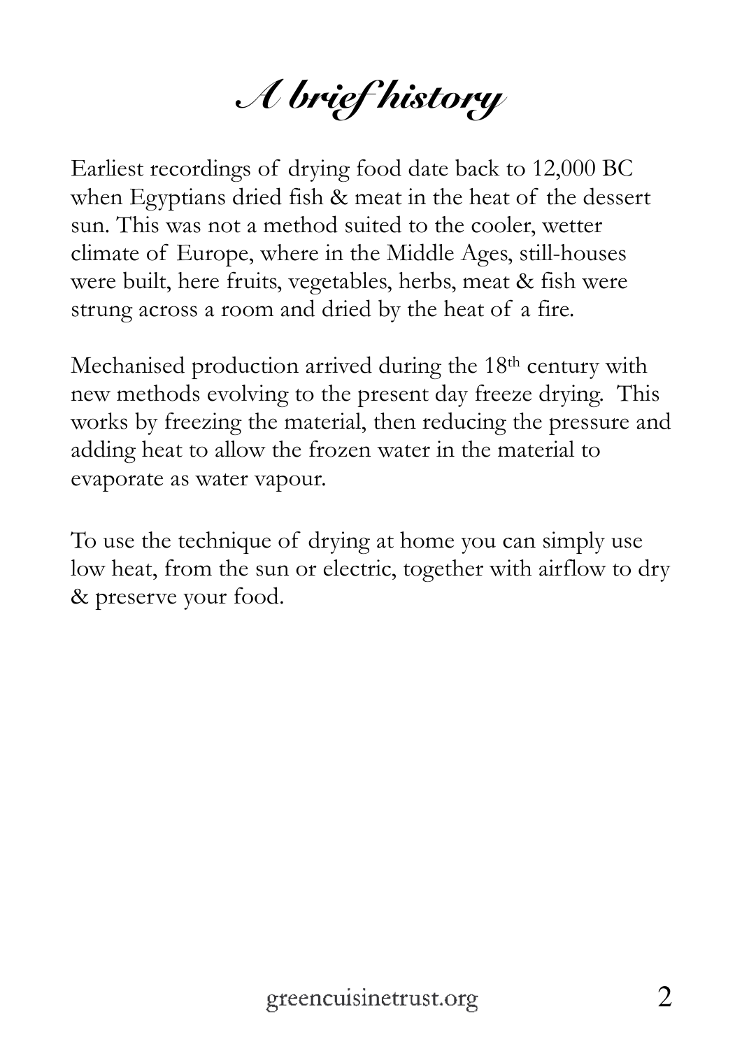# A brief history

Earliest recordings of drying food date back to 12,000 BC when Egyptians dried fish & meat in the heat of the dessert sun. This was not a method suited to the cooler, wetter climate of Europe, where in the Middle Ages, still-houses were built, here fruits, vegetables, herbs, meat & fish were strung across a room and dried by the heat of a fire.

Mechanised production arrived during the 18th century with new methods evolving to the present day freeze drying. This works by freezing the material, then reducing the pressure and adding heat to allow the frozen water in the material to evaporate as water vapour.

To use the technique of drying at home you can simply use low heat, from the sun or electric, together with airflow to dry & preserve your food.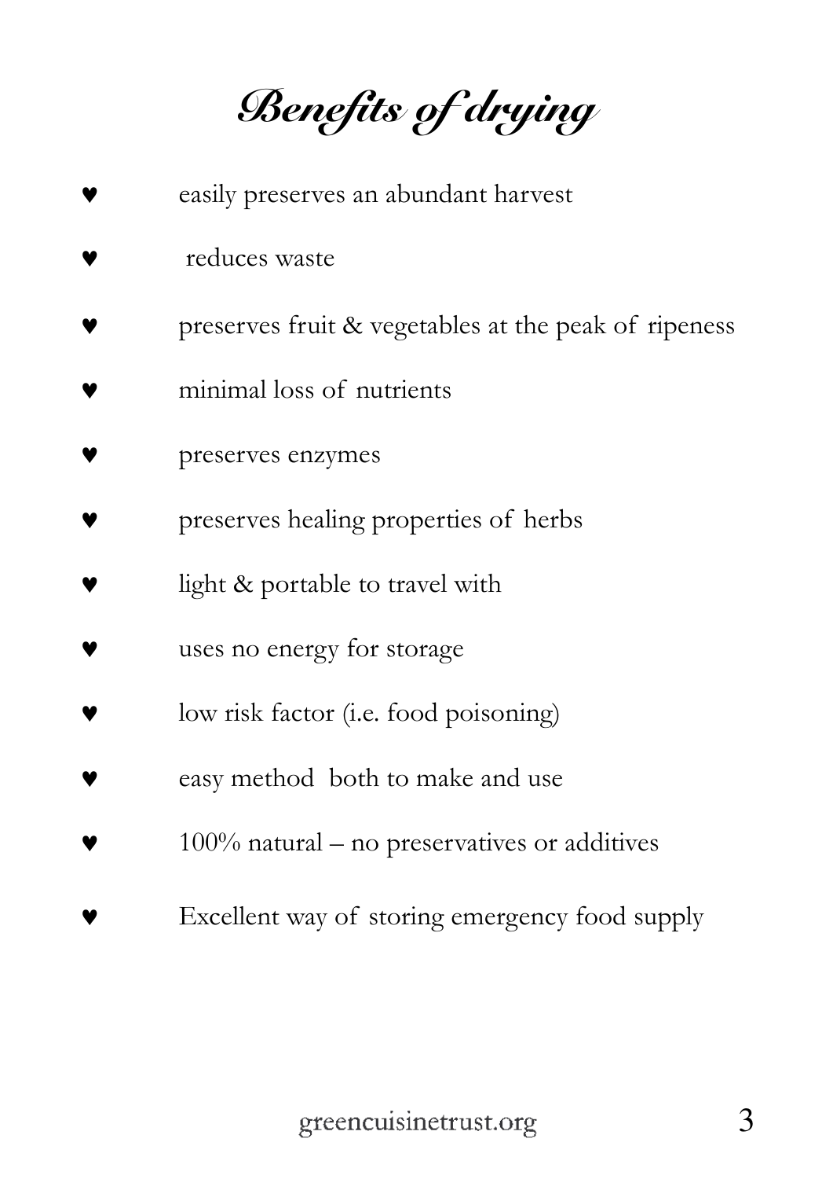# *Benefits of drying*

- easily preserves an abundant harvest
- reduces waste
- preserves fruit & vegetables at the peak of ripeness
- minimal loss of nutrients
- preserves enzymes
- preserves healing properties of herbs
- light & portable to travel with
- uses no energy for storage
- low risk factor (i.e. food poisoning)
- easy method both to make and use
- 100% natural – no preservatives or additives
- Excellent way of storing emergency food supply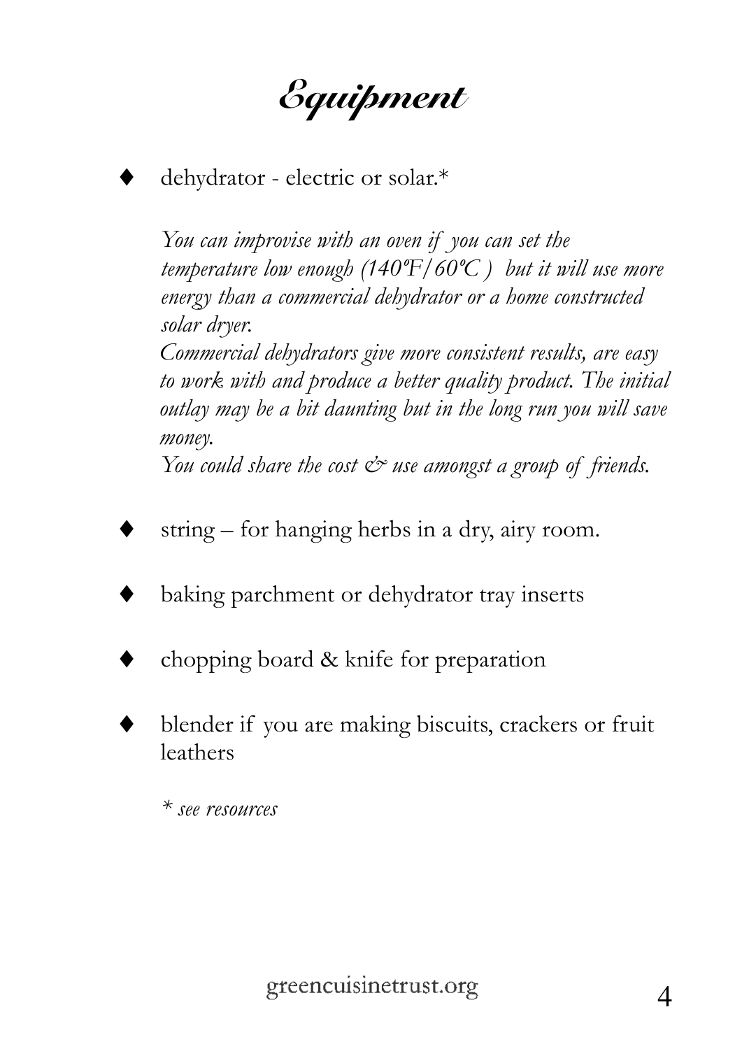# Equipment

- dehydrator - electric or solar.*

  *You can improvise with an oven if you can set the temperature low enough (140ºF/60ºC ) but it will use more energy than a commercial dehydrator or a home constructed solar dryer.*
  *Commercial dehydrators give more consistent results, are easy to work with and produce a better quality product. The initial outlay may be a bit daunting but in the long run you will save money.*
  *You could share the cost & use amongst a group of friends.*

- string – for hanging herbs in a dry, airy room.
- baking parchment or dehydrator tray inserts
- chopping board & knife for preparation
- blender if you are making biscuits, crackers or fruit leathers

  *\* see resources*

greencuisinetrust.org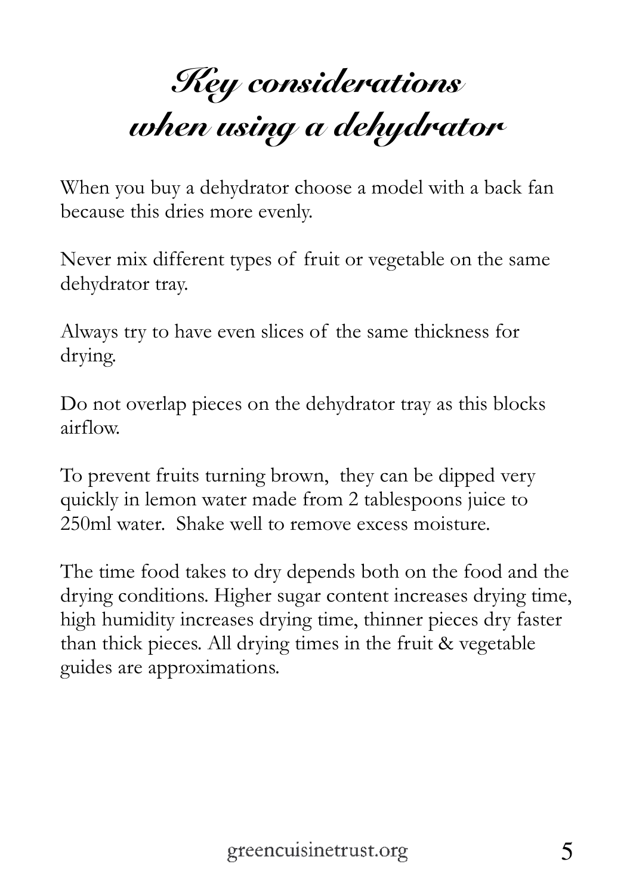# *Key considerations when using a dehydrator*

When you buy a dehydrator choose a model with a back fan because this dries more evenly.

Never mix different types of fruit or vegetable on the same dehydrator tray.

Always try to have even slices of the same thickness for drying.

Do not overlap pieces on the dehydrator tray as this blocks airflow.

To prevent fruits turning brown, they can be dipped very quickly in lemon water made from 2 tablespoons juice to 250ml water. Shake well to remove excess moisture.

The time food takes to dry depends both on the food and the drying conditions. Higher sugar content increases drying time, high humidity increases drying time, thinner pieces dry faster than thick pieces. All drying times in the fruit & vegetable guides are approximations.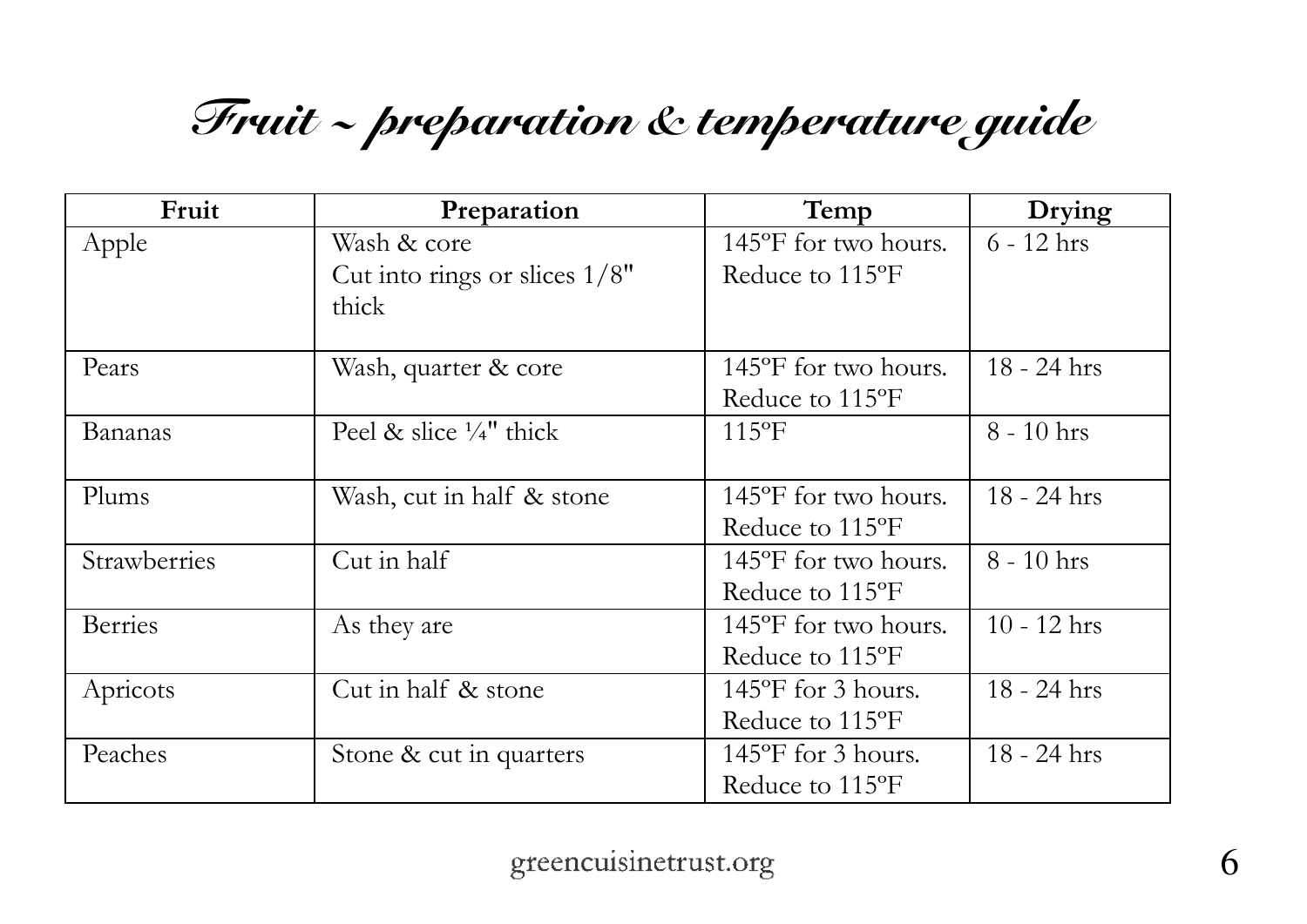# *Fruit ~ preparation & temperature guide*

| Fruit | Preparation | Temp | Drying |
|---|---|---|---|
| Apple | Wash & core<br>Cut into rings or slices 1/8" thick | 145ºF for two hours.<br>Reduce to 115ºF | 6 - 12 hrs |
| Pears | Wash, quarter & core | 145ºF for two hours.<br>Reduce to 115ºF | 18 - 24 hrs |
| Bananas | Peel & slice ¼" thick | 115ºF | 8 - 10 hrs |
| Plums | Wash, cut in half & stone | 145ºF for two hours.<br>Reduce to 115ºF | 18 - 24 hrs |
| Strawberries | Cut in half | 145ºF for two hours.<br>Reduce to 115ºF | 8 - 10 hrs |
| Berries | As they are | 145ºF for two hours.<br>Reduce to 115ºF | 10 - 12 hrs |
| Apricots | Cut in half & stone | 145ºF for 3 hours.<br>Reduce to 115ºF | 18 - 24 hrs |
| Peaches | Stone & cut in quarters | 145ºF for 3 hours.<br>Reduce to 115ºF | 18 - 24 hrs |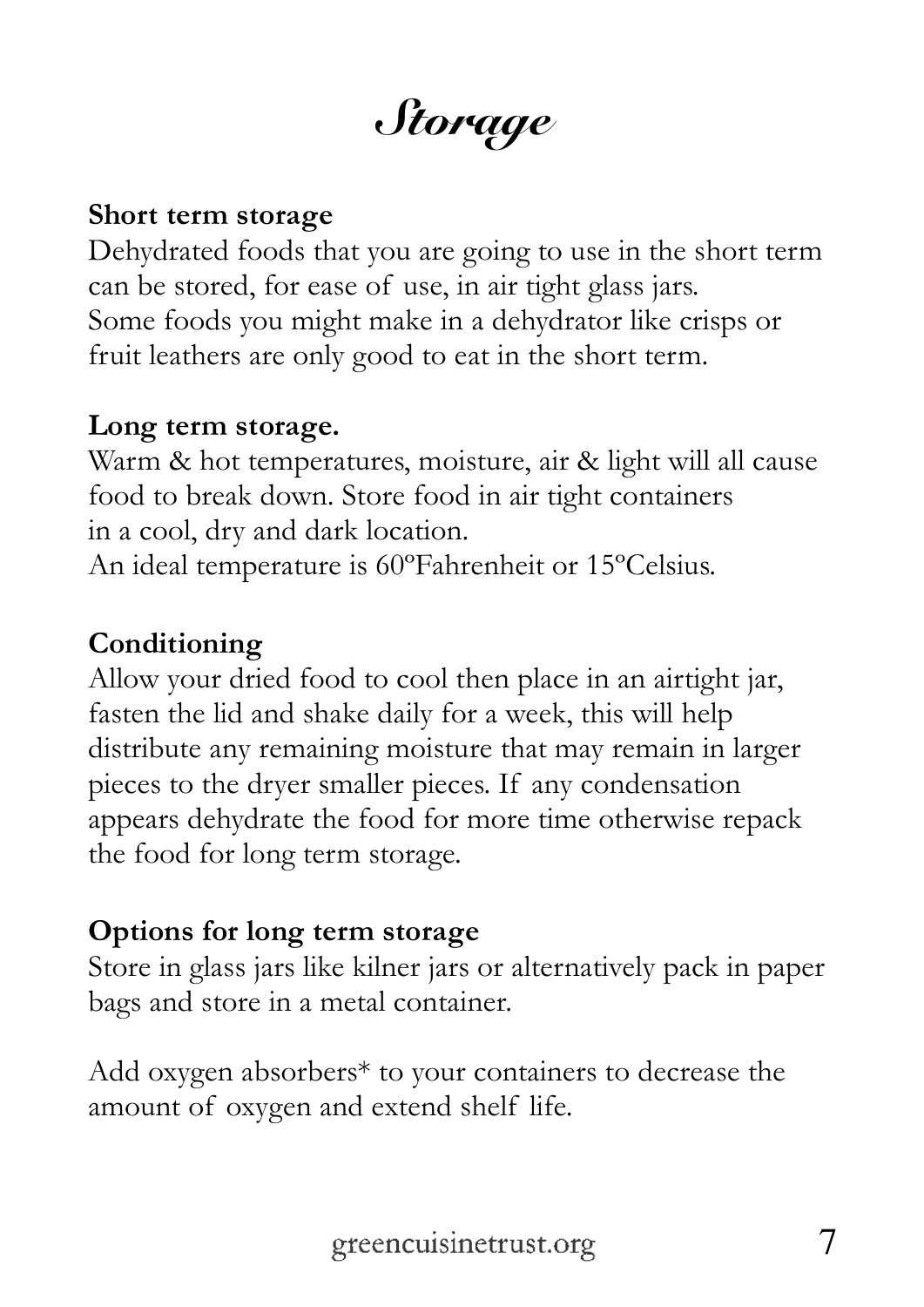# *Storage*

**Short term storage**

Dehydrated foods that you are going to use in the short term can be stored, for ease of use, in air tight glass jars. Some foods you might make in a dehydrator like crisps or fruit leathers are only good to eat in the short term.

**Long term storage.**

Warm & hot temperatures, moisture, air & light will all cause food to break down. Store food in air tight containers in a cool, dry and dark location.
An ideal temperature is 60ºFahrenheit or 15ºCelsius.

**Conditioning**

Allow your dried food to cool then place in an airtight jar, fasten the lid and shake daily for a week, this will help distribute any remaining moisture that may remain in larger pieces to the dryer smaller pieces. If any condensation appears dehydrate the food for more time otherwise repack the food for long term storage.

**Options for long term storage**

Store in glass jars like kilner jars or alternatively pack in paper bags and store in a metal container.

Add oxygen absorbers* to your containers to decrease the amount of oxygen and extend shelf life.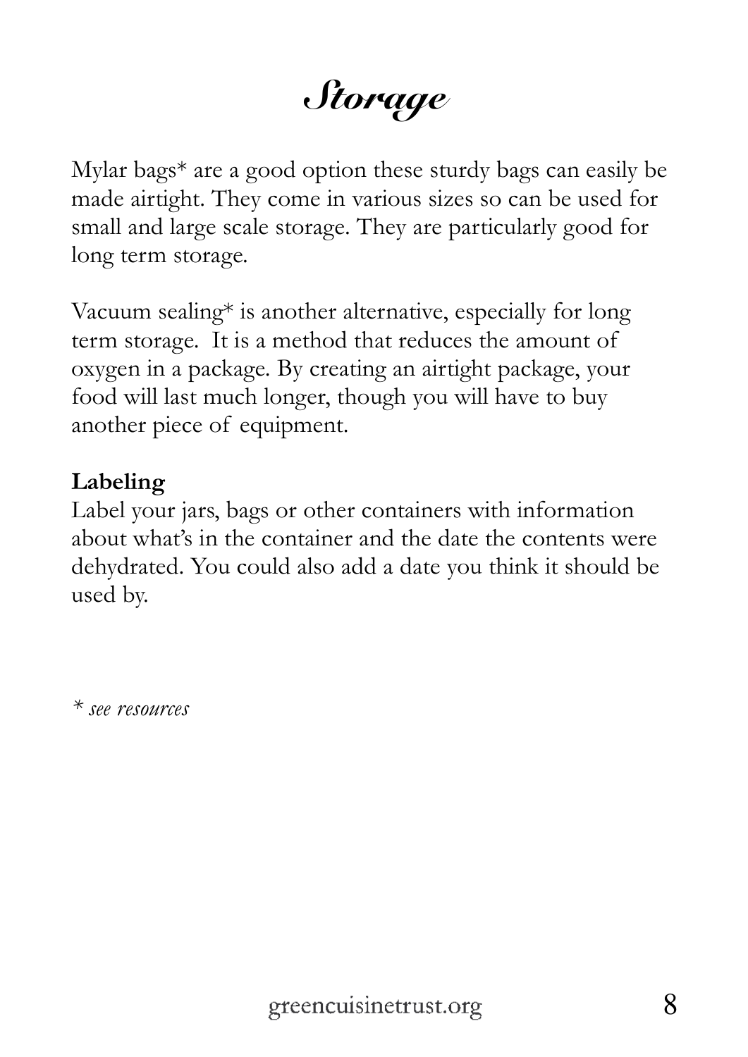# *Storage*

Mylar bags* are a good option these sturdy bags can easily be made airtight. They come in various sizes so can be used for small and large scale storage. They are particularly good for long term storage.

Vacuum sealing* is another alternative, especially for long term storage. It is a method that reduces the amount of oxygen in a package. By creating an airtight package, your food will last much longer, though you will have to buy another piece of equipment.

**Labeling**

Label your jars, bags or other containers with information about what's in the container and the date the contents were dehydrated. You could also add a date you think it should be used by.

*\* see resources*

greencuisinetrust.org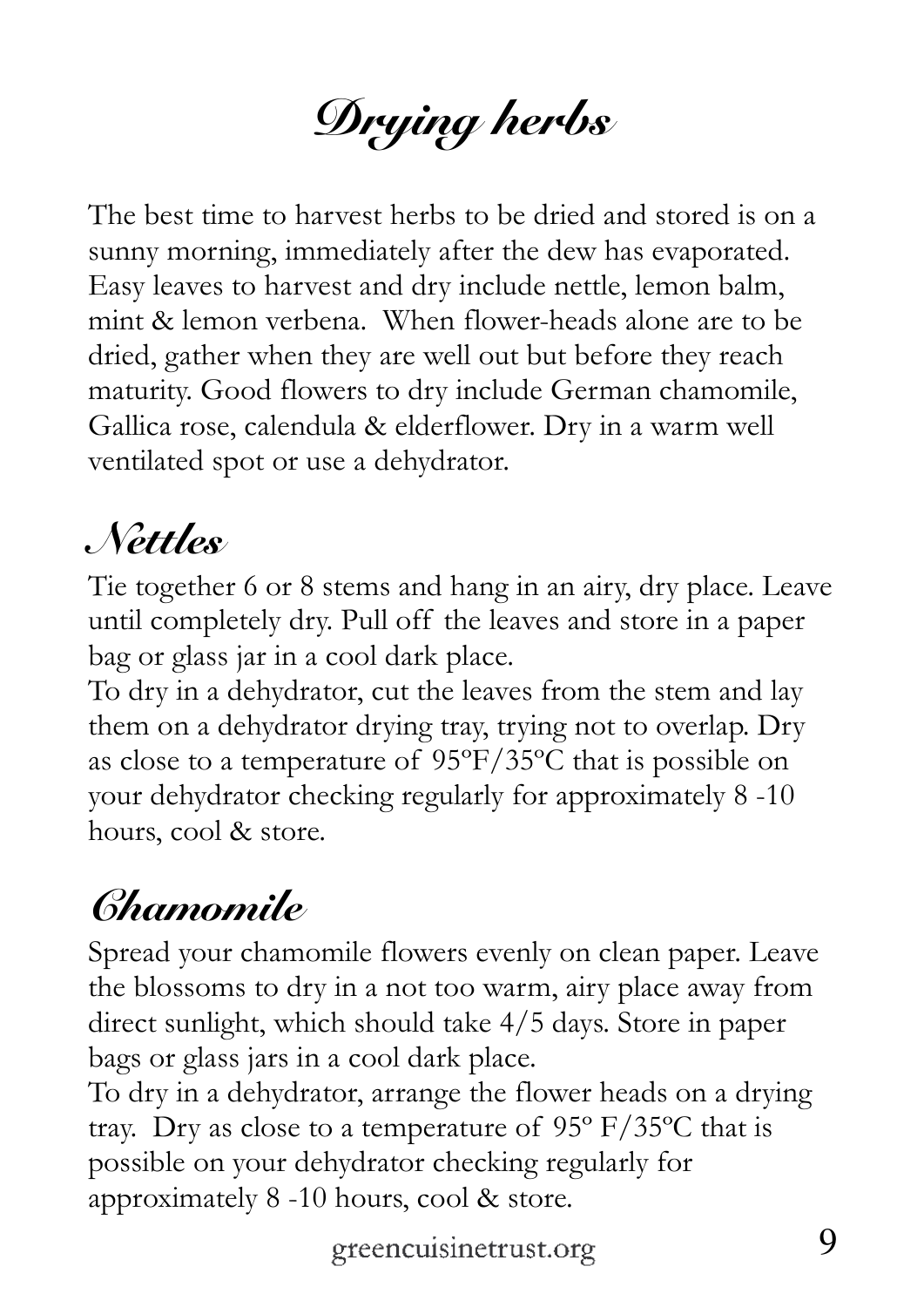# Drying herbs

The best time to harvest herbs to be dried and stored is on a sunny morning, immediately after the dew has evaporated. Easy leaves to harvest and dry include nettle, lemon balm, mint & lemon verbena. When flower-heads alone are to be dried, gather when they are well out but before they reach maturity. Good flowers to dry include German chamomile, Gallica rose, calendula & elderflower. Dry in a warm well ventilated spot or use a dehydrator.

## Nettles

Tie together 6 or 8 stems and hang in an airy, dry place. Leave until completely dry. Pull off the leaves and store in a paper bag or glass jar in a cool dark place.

To dry in a dehydrator, cut the leaves from the stem and lay them on a dehydrator drying tray, trying not to overlap. Dry as close to a temperature of 95ºF/35ºC that is possible on your dehydrator checking regularly for approximately 8 -10 hours, cool & store.

## Chamomile

Spread your chamomile flowers evenly on clean paper. Leave the blossoms to dry in a not too warm, airy place away from direct sunlight, which should take 4/5 days. Store in paper bags or glass jars in a cool dark place.

To dry in a dehydrator, arrange the flower heads on a drying tray. Dry as close to a temperature of 95º F/35ºC that is possible on your dehydrator checking regularly for approximately 8 -10 hours, cool & store.

greencuisinetrust.org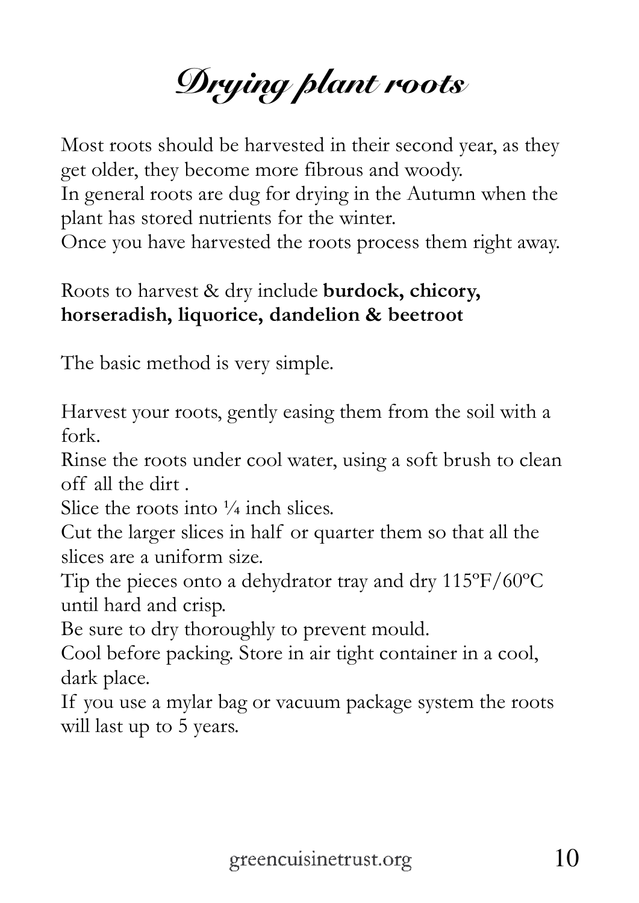# *Drying plant roots*

Most roots should be harvested in their second year, as they get older, they become more fibrous and woody.
In general roots are dug for drying in the Autumn when the plant has stored nutrients for the winter.
Once you have harvested the roots process them right away.

Roots to harvest & dry include **burdock, chicory, horseradish, liquorice, dandelion & beetroot**

The basic method is very simple.

Harvest your roots, gently easing them from the soil with a fork.
Rinse the roots under cool water, using a soft brush to clean off all the dirt .
Slice the roots into ¼ inch slices.
Cut the larger slices in half or quarter them so that all the slices are a uniform size.
Tip the pieces onto a dehydrator tray and dry 115ºF/60ºC until hard and crisp.
Be sure to dry thoroughly to prevent mould.
Cool before packing. Store in air tight container in a cool, dark place.
If you use a mylar bag or vacuum package system the roots will last up to 5 years.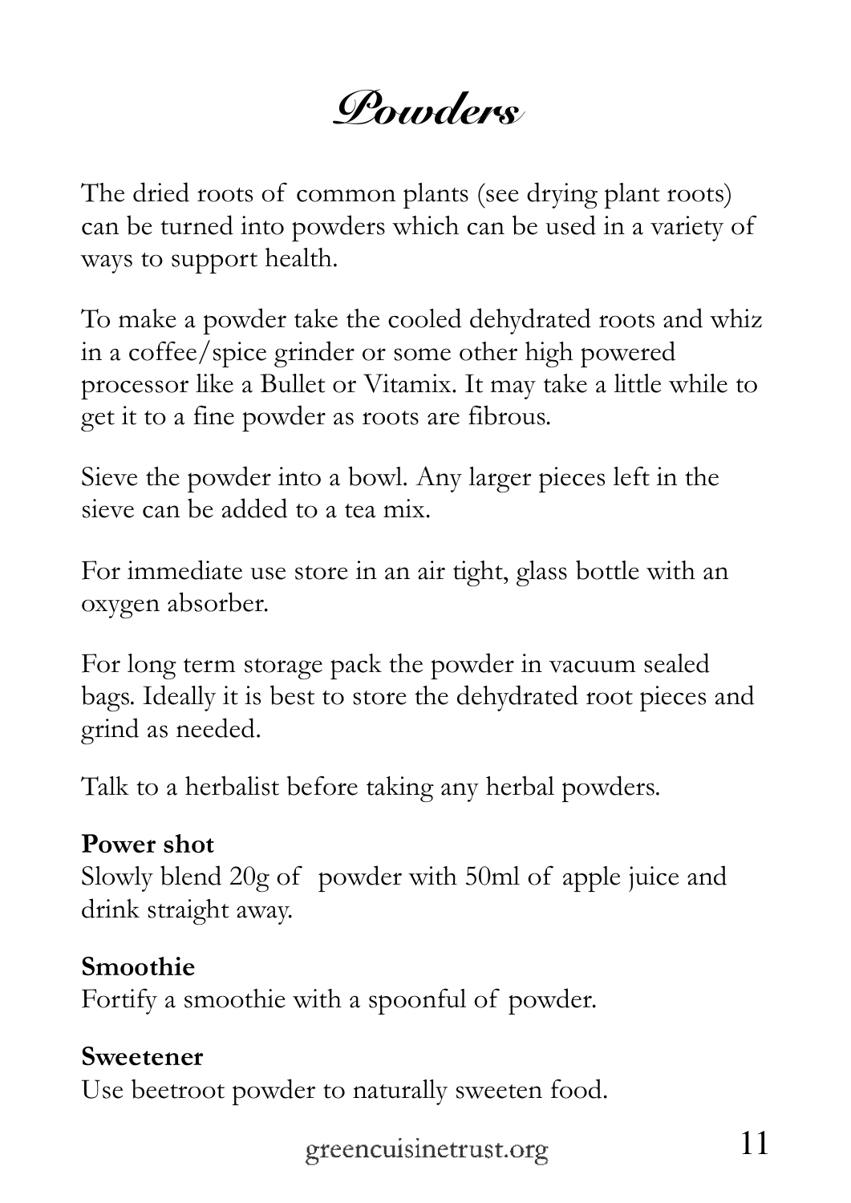# Powders

The dried roots of common plants (see drying plant roots) can be turned into powders which can be used in a variety of ways to support health.

To make a powder take the cooled dehydrated roots and whiz in a coffee/spice grinder or some other high powered processor like a Bullet or Vitamix. It may take a little while to get it to a fine powder as roots are fibrous.

Sieve the powder into a bowl. Any larger pieces left in the sieve can be added to a tea mix.

For immediate use store in an air tight, glass bottle with an oxygen absorber.

For long term storage pack the powder in vacuum sealed bags. Ideally it is best to store the dehydrated root pieces and grind as needed.

Talk to a herbalist before taking any herbal powders.

**Power shot**
Slowly blend 20g of powder with 50ml of apple juice and drink straight away.

**Smoothie**
Fortify a smoothie with a spoonful of powder.

**Sweetener**
Use beetroot powder to naturally sweeten food.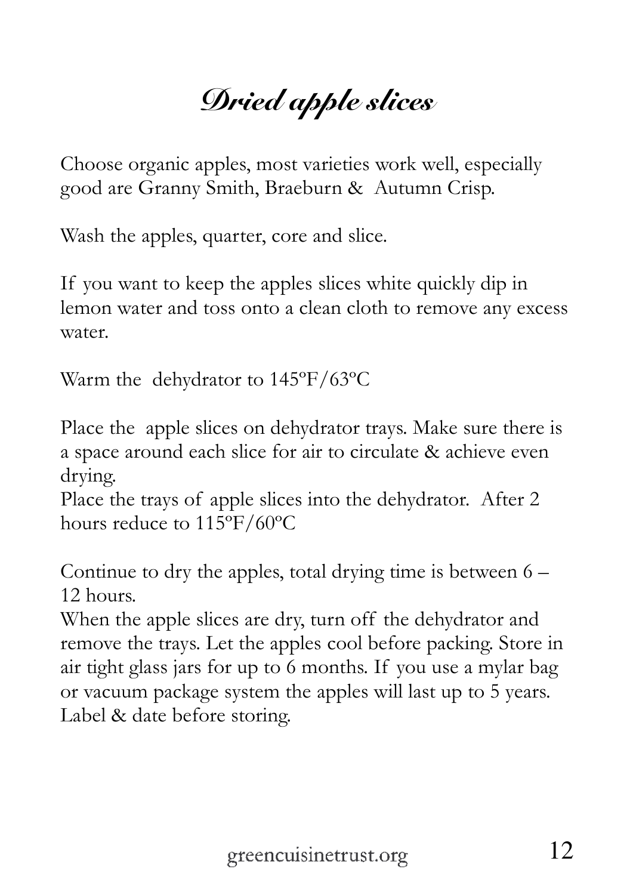# *Dried apple slices*

Choose organic apples, most varieties work well, especially good are Granny Smith, Braeburn & Autumn Crisp.

Wash the apples, quarter, core and slice.

If you want to keep the apples slices white quickly dip in lemon water and toss onto a clean cloth to remove any excess water.

Warm the dehydrator to 145ºF/63ºC

Place the apple slices on dehydrator trays. Make sure there is a space around each slice for air to circulate & achieve even drying.
Place the trays of apple slices into the dehydrator. After 2 hours reduce to 115ºF/60ºC

Continue to dry the apples, total drying time is between 6 – 12 hours.
When the apple slices are dry, turn off the dehydrator and remove the trays. Let the apples cool before packing. Store in air tight glass jars for up to 6 months. If you use a mylar bag or vacuum package system the apples will last up to 5 years. Label & date before storing.

greencuisinetrust.org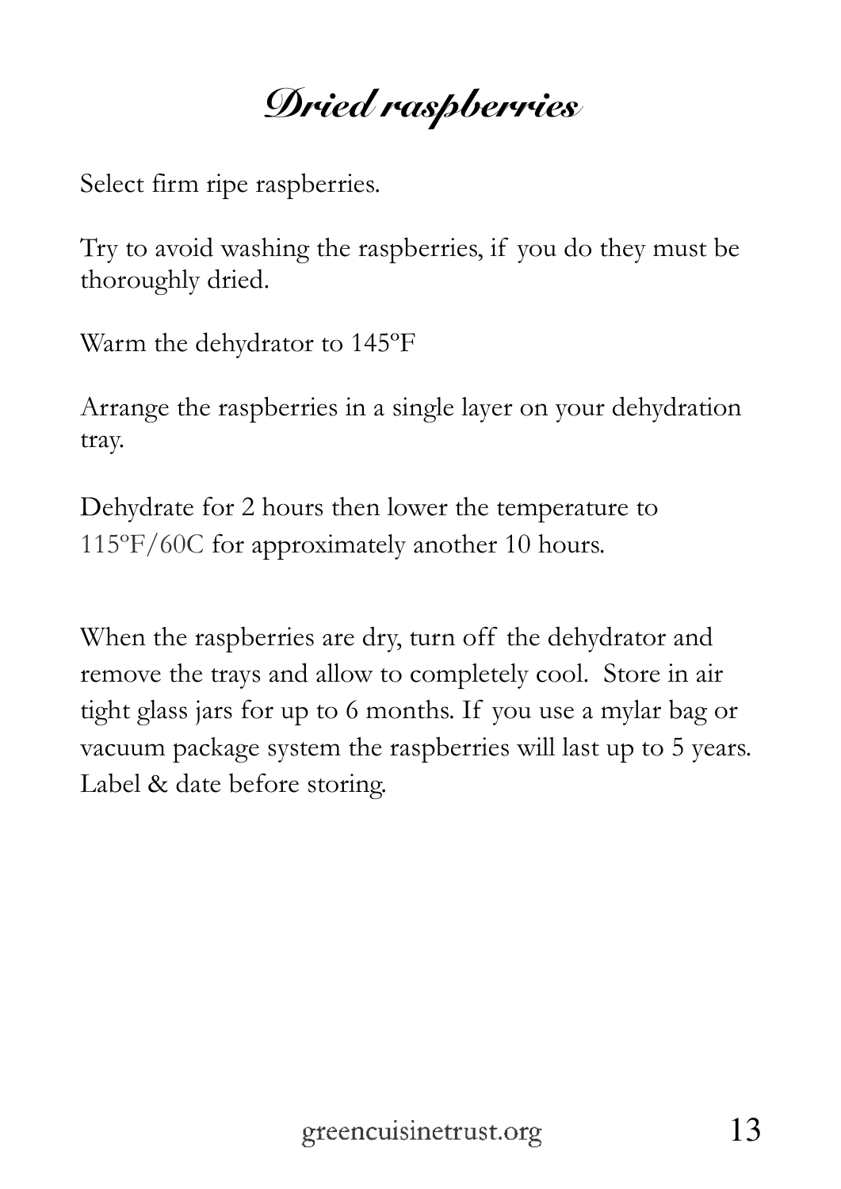# Dried raspberries

Select firm ripe raspberries.

Try to avoid washing the raspberries, if you do they must be thoroughly dried.

Warm the dehydrator to 145ºF

Arrange the raspberries in a single layer on your dehydration tray.

Dehydrate for 2 hours then lower the temperature to 115ºF/60C for approximately another 10 hours.

When the raspberries are dry, turn off the dehydrator and remove the trays and allow to completely cool. Store in air tight glass jars for up to 6 months. If you use a mylar bag or vacuum package system the raspberries will last up to 5 years. Label & date before storing.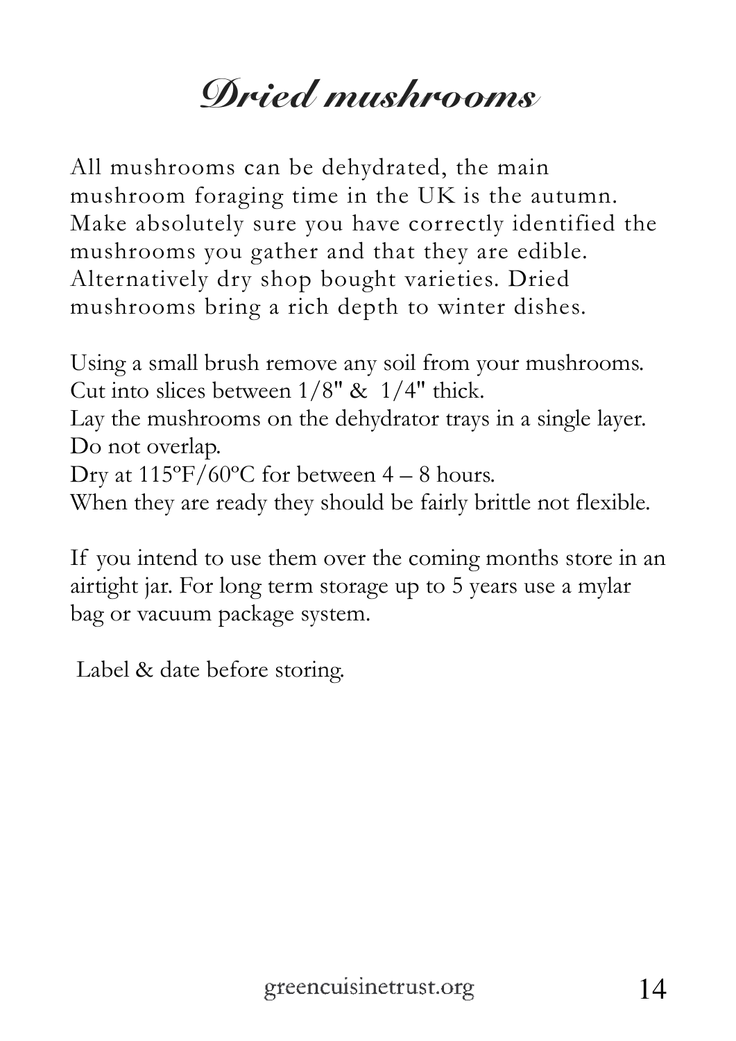# Dried mushrooms

All mushrooms can be dehydrated, the main mushroom foraging time in the UK is the autumn. Make absolutely sure you have correctly identified the mushrooms you gather and that they are edible. Alternatively dry shop bought varieties. Dried mushrooms bring a rich depth to winter dishes.

Using a small brush remove any soil from your mushrooms.
Cut into slices between 1/8" & 1/4" thick.
Lay the mushrooms on the dehydrator trays in a single layer. Do not overlap.
Dry at 115ºF/60ºC for between 4 – 8 hours.
When they are ready they should be fairly brittle not flexible.

If you intend to use them over the coming months store in an airtight jar. For long term storage up to 5 years use a mylar bag or vacuum package system.

Label & date before storing.

greencuisinetrust.org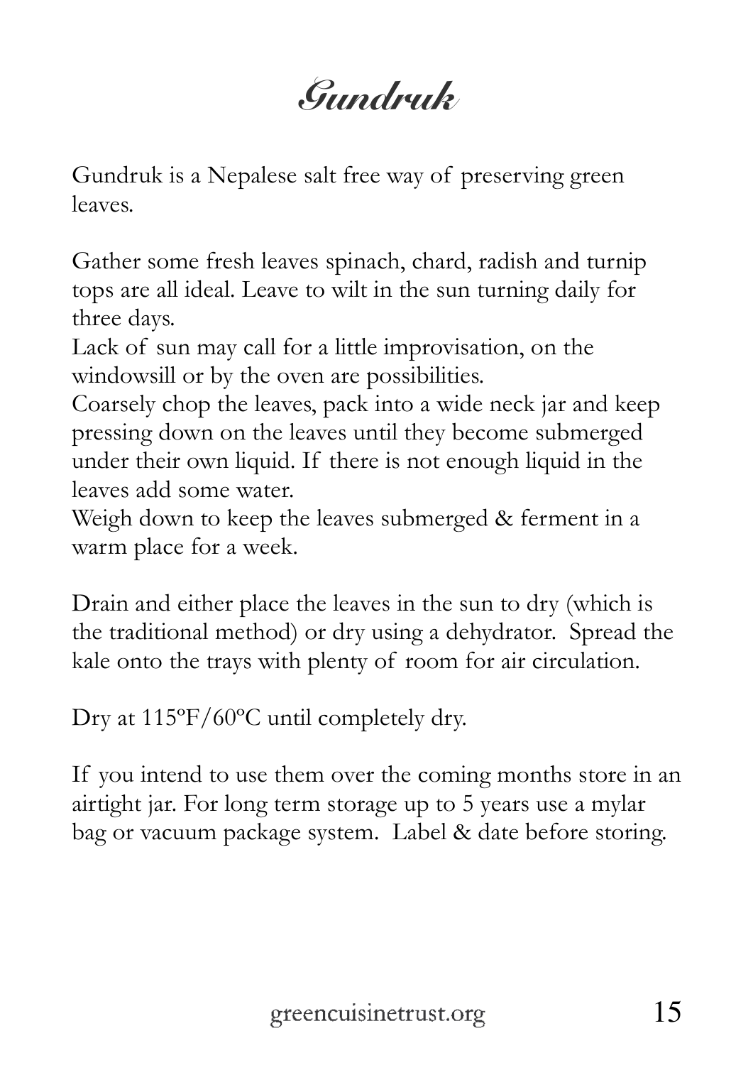# Gundruk

Gundruk is a Nepalese salt free way of preserving green leaves.

Gather some fresh leaves spinach, chard, radish and turnip tops are all ideal. Leave to wilt in the sun turning daily for three days.
Lack of sun may call for a little improvisation, on the windowsill or by the oven are possibilities.
Coarsely chop the leaves, pack into a wide neck jar and keep pressing down on the leaves until they become submerged under their own liquid. If there is not enough liquid in the leaves add some water.
Weigh down to keep the leaves submerged & ferment in a warm place for a week.

Drain and either place the leaves in the sun to dry (which is the traditional method) or dry using a dehydrator. Spread the kale onto the trays with plenty of room for air circulation.

Dry at 115ºF/60ºC until completely dry.

If you intend to use them over the coming months store in an airtight jar. For long term storage up to 5 years use a mylar bag or vacuum package system. Label & date before storing.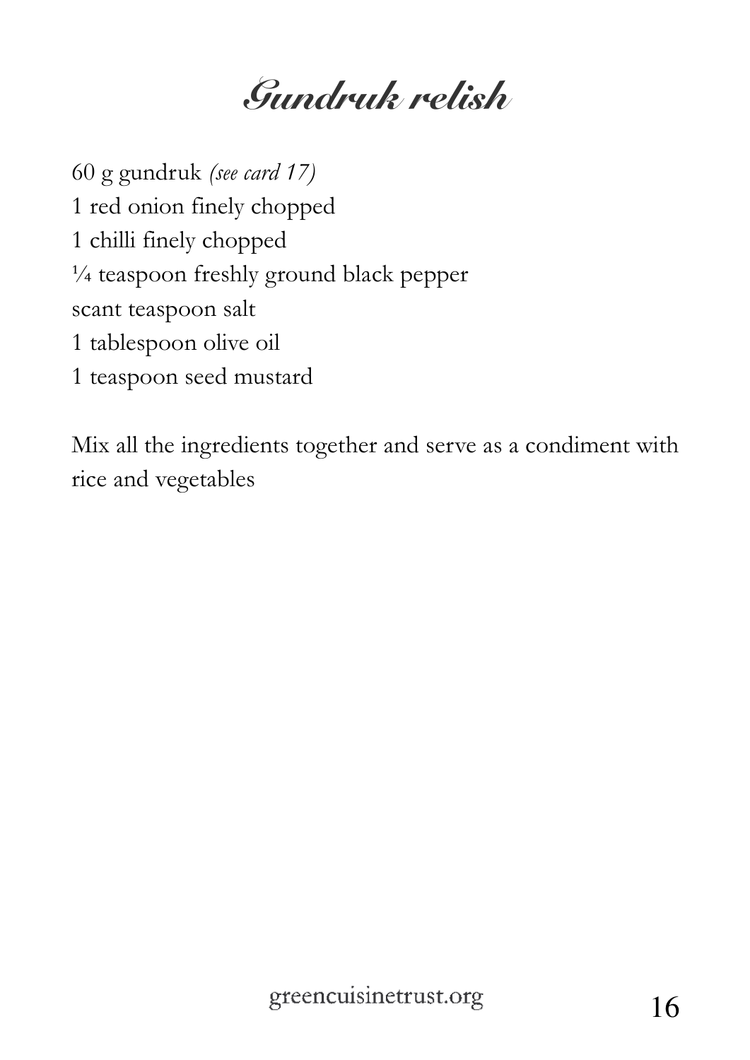# Gundruk relish

60 g gundruk *(see card 17)*
1 red onion finely chopped
1 chilli finely chopped
¼ teaspoon freshly ground black pepper
scant teaspoon salt
1 tablespoon olive oil
1 teaspoon seed mustard

Mix all the ingredients together and serve as a condiment with rice and vegetables

greencuisinetrust.org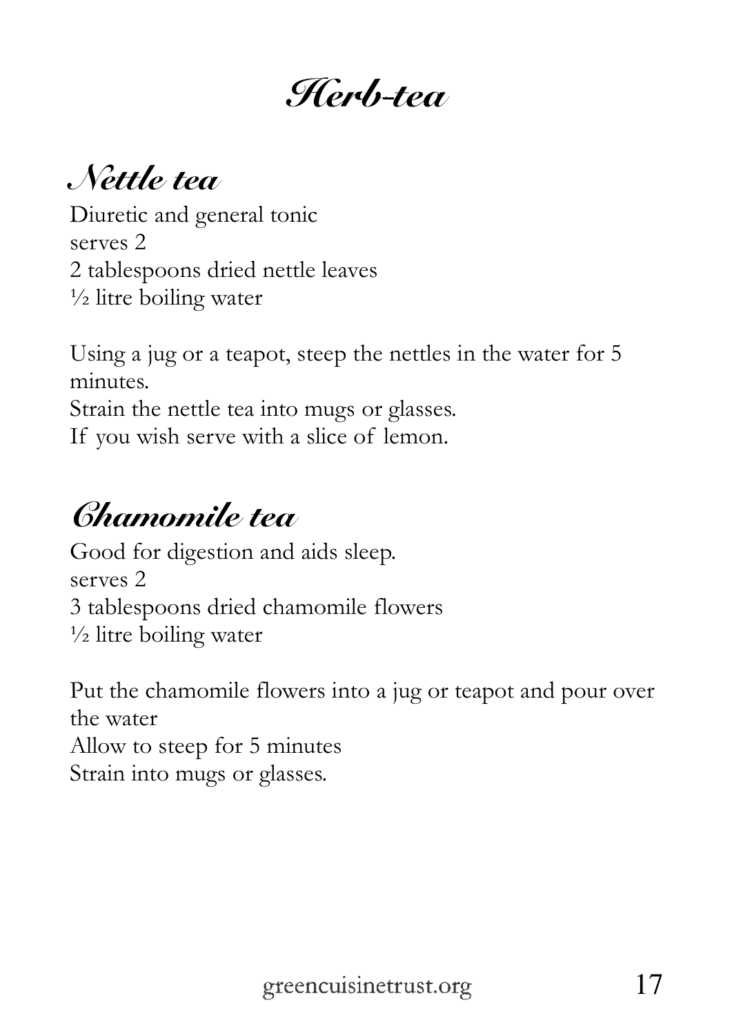# *Herb-tea*

## *Nettle tea*

Diuretic and general tonic
serves 2
2 tablespoons dried nettle leaves
½ litre boiling water

Using a jug or a teapot, steep the nettles in the water for 5 minutes.
Strain the nettle tea into mugs or glasses.
If you wish serve with a slice of lemon.

## *Chamomile tea*

Good for digestion and aids sleep.
serves 2
3 tablespoons dried chamomile flowers
½ litre boiling water

Put the chamomile flowers into a jug or teapot and pour over the water
Allow to steep for 5 minutes
Strain into mugs or glasses.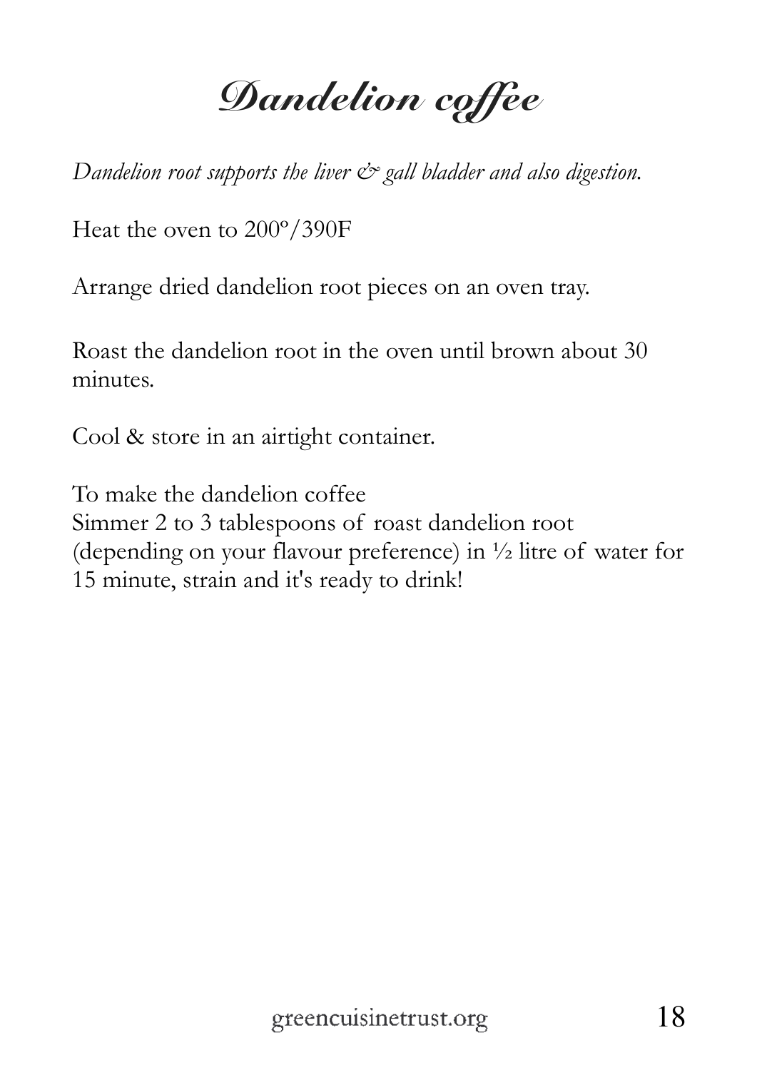# Dandelion coffee

*Dandelion root supports the liver & gall bladder and also digestion.*

Heat the oven to 200º/390F

Arrange dried dandelion root pieces on an oven tray.

Roast the dandelion root in the oven until brown about 30 minutes.

Cool & store in an airtight container.

To make the dandelion coffee
Simmer 2 to 3 tablespoons of roast dandelion root (depending on your flavour preference) in ½ litre of water for 15 minute, strain and it's ready to drink!

greencuisinetrust.org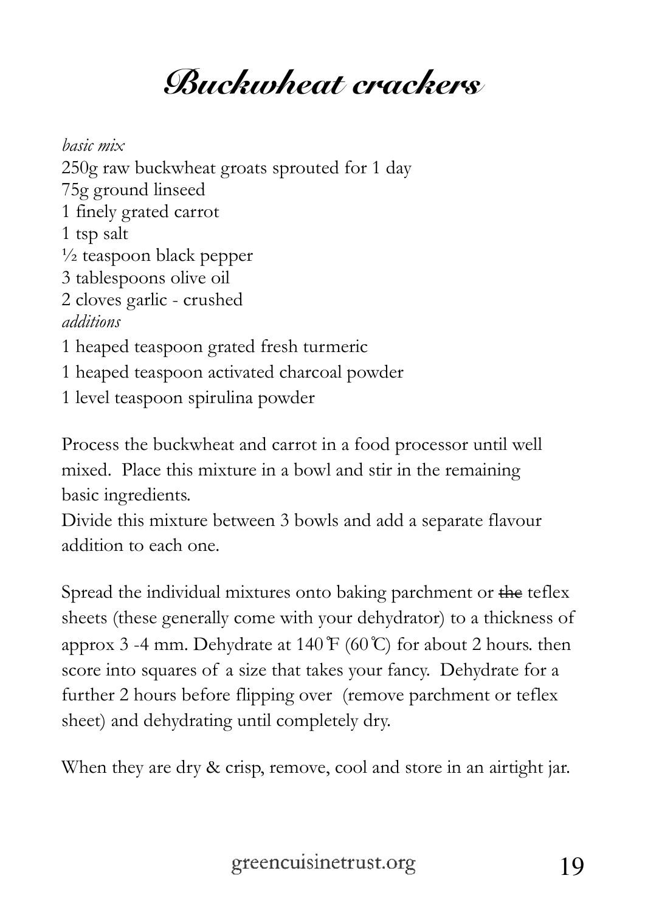# Buckwheat crackers

*basic mix*

250g raw buckwheat groats sprouted for 1 day
75g ground linseed
1 finely grated carrot
1 tsp salt
½ teaspoon black pepper
3 tablespoons olive oil
2 cloves garlic - crushed

*additions*

1 heaped teaspoon grated fresh turmeric
1 heaped teaspoon activated charcoal powder
1 level teaspoon spirulina powder

Process the buckwheat and carrot in a food processor until well mixed. Place this mixture in a bowl and stir in the remaining basic ingredients.
Divide this mixture between 3 bowls and add a separate flavour addition to each one.

Spread the individual mixtures onto baking parchment or ~~the~~ teflex sheets (these generally come with your dehydrator) to a thickness of approx 3 -4 mm. Dehydrate at 140℉ (60℃) for about 2 hours. then score into squares of a size that takes your fancy. Dehydrate for a further 2 hours before flipping over (remove parchment or teflex sheet) and dehydrating until completely dry.

When they are dry & crisp, remove, cool and store in an airtight jar.

greencuisinetrust.org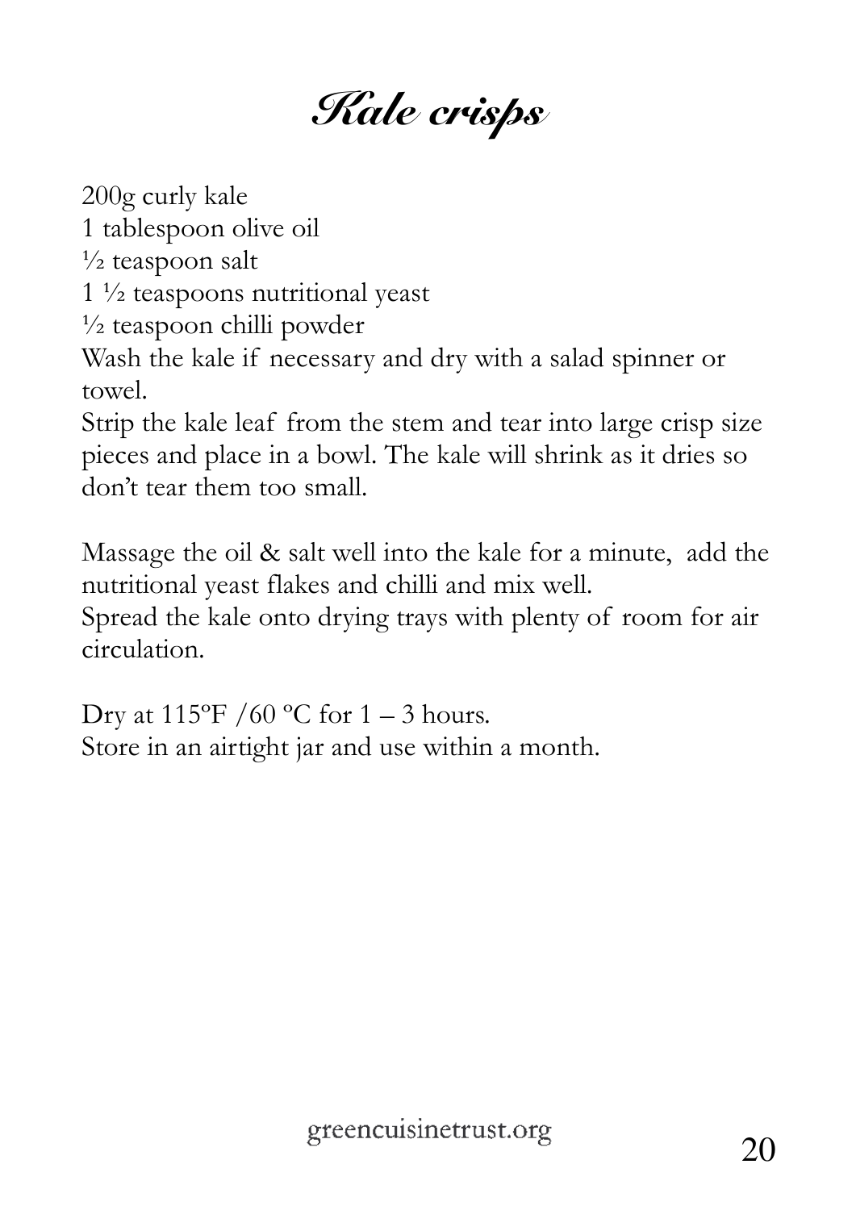# *Kale crisps*

200g curly kale
1 tablespoon olive oil
½ teaspoon salt
1 ½ teaspoons nutritional yeast
½ teaspoon chilli powder

Wash the kale if necessary and dry with a salad spinner or towel.

Strip the kale leaf from the stem and tear into large crisp size pieces and place in a bowl. The kale will shrink as it dries so don't tear them too small.

Massage the oil & salt well into the kale for a minute, add the nutritional yeast flakes and chilli and mix well.

Spread the kale onto drying trays with plenty of room for air circulation.

Dry at 115ºF /60 ºC for 1 – 3 hours.

Store in an airtight jar and use within a month.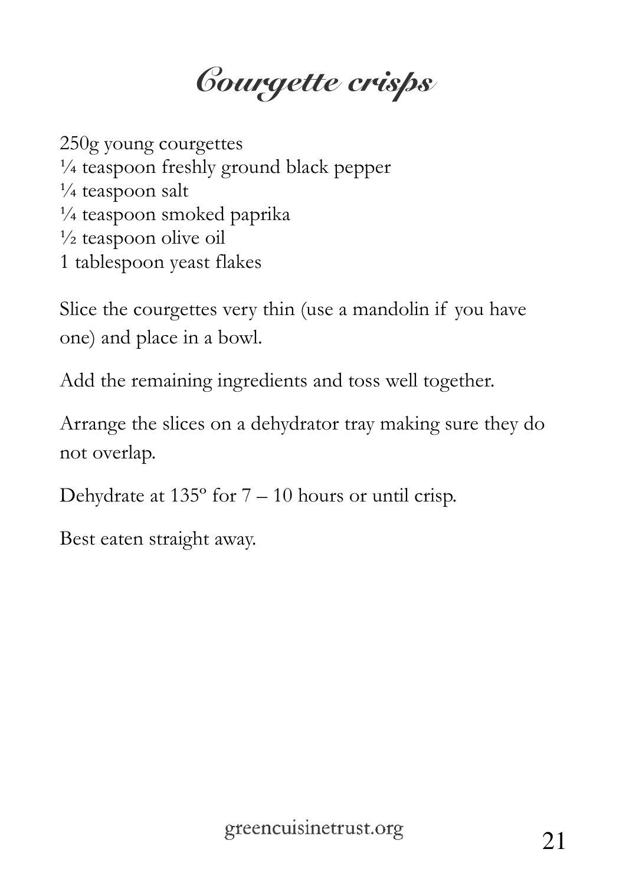# Courgette crisps

250g young courgettes
¼ teaspoon freshly ground black pepper
¼ teaspoon salt
¼ teaspoon smoked paprika
½ teaspoon olive oil
1 tablespoon yeast flakes

Slice the courgettes very thin (use a mandolin if you have one) and place in a bowl.

Add the remaining ingredients and toss well together.

Arrange the slices on a dehydrator tray making sure they do not overlap.

Dehydrate at 135º for 7 – 10 hours or until crisp.

Best eaten straight away.

greencuisinetrust.org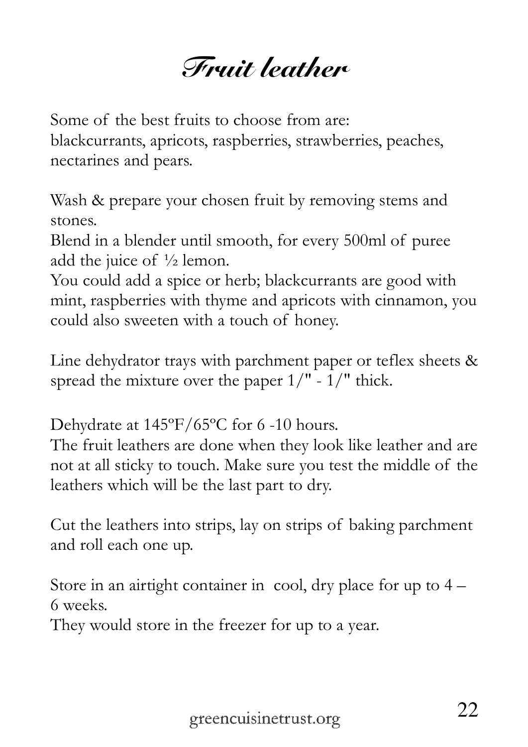# Fruit leather

Some of the best fruits to choose from are:
blackcurrants, apricots, raspberries, strawberries, peaches, nectarines and pears.

Wash & prepare your chosen fruit by removing stems and stones.
Blend in a blender until smooth, for every 500ml of puree add the juice of ½ lemon.
You could add a spice or herb; blackcurrants are good with mint, raspberries with thyme and apricots with cinnamon, you could also sweeten with a touch of honey.

Line dehydrator trays with parchment paper or teflex sheets & spread the mixture over the paper 1/" - 1/" thick.

Dehydrate at 145ºF/65ºC for 6 -10 hours.
The fruit leathers are done when they look like leather and are not at all sticky to touch. Make sure you test the middle of the leathers which will be the last part to dry.

Cut the leathers into strips, lay on strips of baking parchment and roll each one up.

Store in an airtight container in cool, dry place for up to 4 – 6 weeks.
They would store in the freezer for up to a year.

greencuisinetrust.org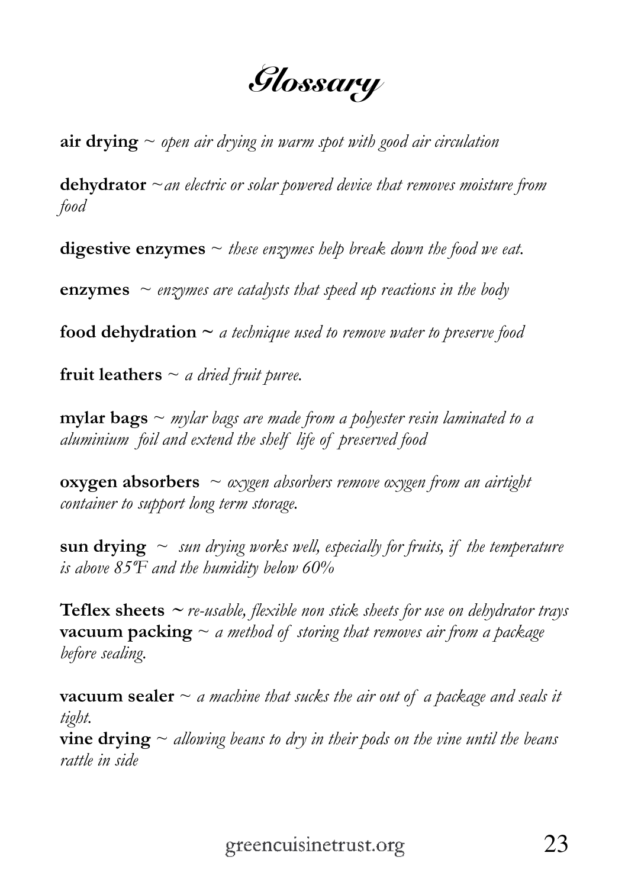# Glossary

**air drying** ~ *open air drying in warm spot with good air circulation*

**dehydrator** ~ *an electric or solar powered device that removes moisture from food*

**digestive enzymes** ~ *these enzymes help break down the food we eat.*

**enzymes** ~ *enzymes are catalysts that speed up reactions in the body*

**food dehydration ~** *a technique used to remove water to preserve food*

**fruit leathers** ~ *a dried fruit puree.*

**mylar bags** ~ *mylar bags are made from a polyester resin laminated to a aluminium foil and extend the shelf life of preserved food*

**oxygen absorbers** ~ *oxygen absorbers remove oxygen from an airtight container to support long term storage.*

**sun drying** ~ *sun drying works well, especially for fruits, if the temperature is above 85ºF and the humidity below 60%*

**Teflex sheets ~** *re-usable, flexible non stick sheets for use on dehydrator trays*

**vacuum packing** ~ *a method of storing that removes air from a package before sealing.*

**vacuum sealer** ~ *a machine that sucks the air out of a package and seals it tight.*

**vine drying** ~ *allowing beans to dry in their pods on the vine until the beans rattle in side*

greencuisinetrust.org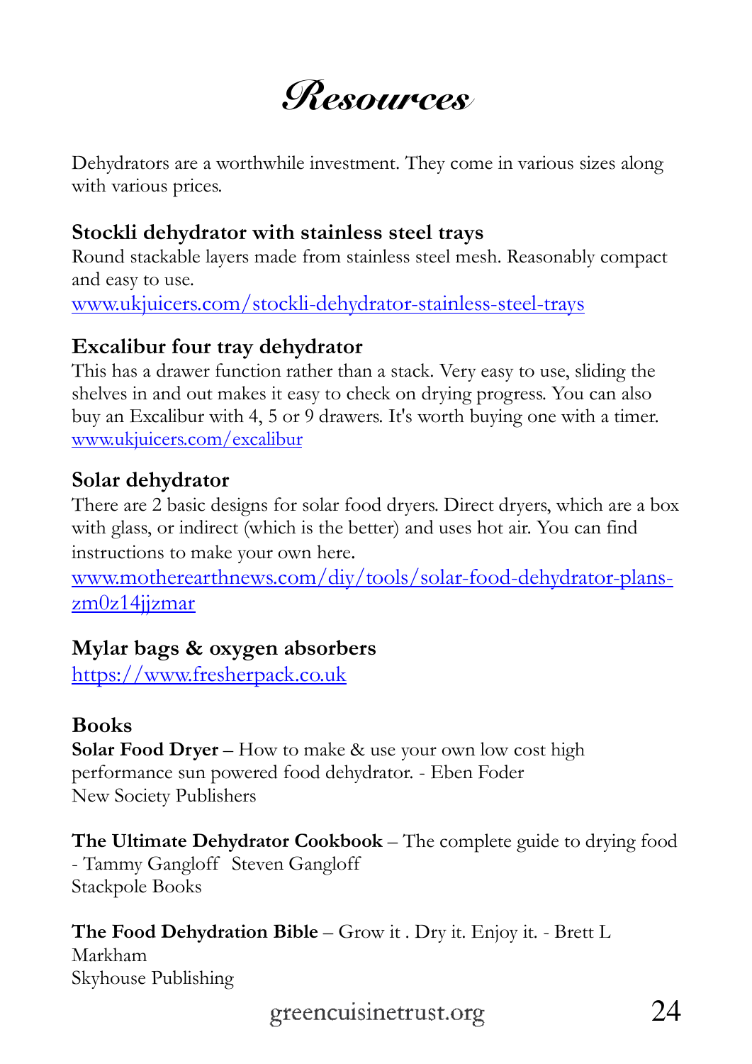# Resources

Dehydrators are a worthwhile investment. They come in various sizes along with various prices.

### Stockli dehydrator with stainless steel trays

Round stackable layers made from stainless steel mesh. Reasonably compact and easy to use.

www.ukjuicers.com/stockli-dehydrator-stainless-steel-trays

### Excalibur four tray dehydrator

This has a drawer function rather than a stack. Very easy to use, sliding the shelves in and out makes it easy to check on drying progress. You can also buy an Excalibur with 4, 5 or 9 drawers. It's worth buying one with a timer.

www.ukjuicers.com/excalibur

### Solar dehydrator

There are 2 basic designs for solar food dryers. Direct dryers, which are a box with glass, or indirect (which is the better) and uses hot air. You can find instructions to make your own here.

www.motherearthnews.com/diy/tools/solar-food-dehydrator-plans-zm0z14jjzmar

### Mylar bags & oxygen absorbers

https://www.fresherpack.co.uk

### Books

**Solar Food Dryer** – How to make & use your own low cost high performance sun powered food dehydrator. - Eben Foder
New Society Publishers

**The Ultimate Dehydrator Cookbook** – The complete guide to drying food - Tammy Gangloff Steven Gangloff
Stackpole Books

**The Food Dehydration Bible** – Grow it . Dry it. Enjoy it. - Brett L Markham
Skyhouse Publishing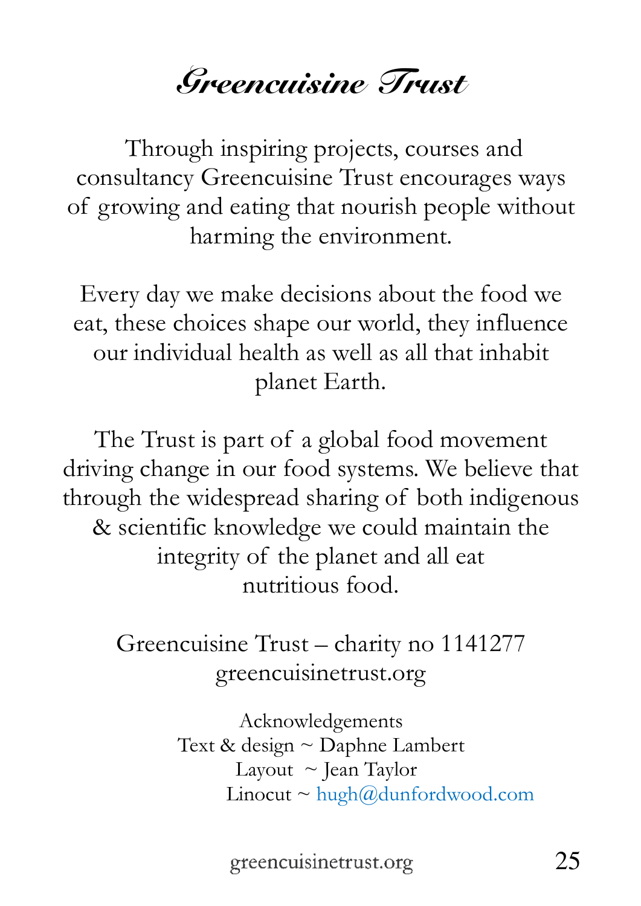# Greencuisine Trust

Through inspiring projects, courses and consultancy Greencuisine Trust encourages ways of growing and eating that nourish people without harming the environment.

Every day we make decisions about the food we eat, these choices shape our world, they influence our individual health as well as all that inhabit planet Earth.

The Trust is part of a global food movement driving change in our food systems. We believe that through the widespread sharing of both indigenous & scientific knowledge we could maintain the integrity of the planet and all eat nutritious food.

Greencuisine Trust – charity no 1141277
greencuisinetrust.org

Acknowledgements
Text & design ~ Daphne Lambert
Layout ~ Jean Taylor
Linocut ~ hugh@dunfordwood.com